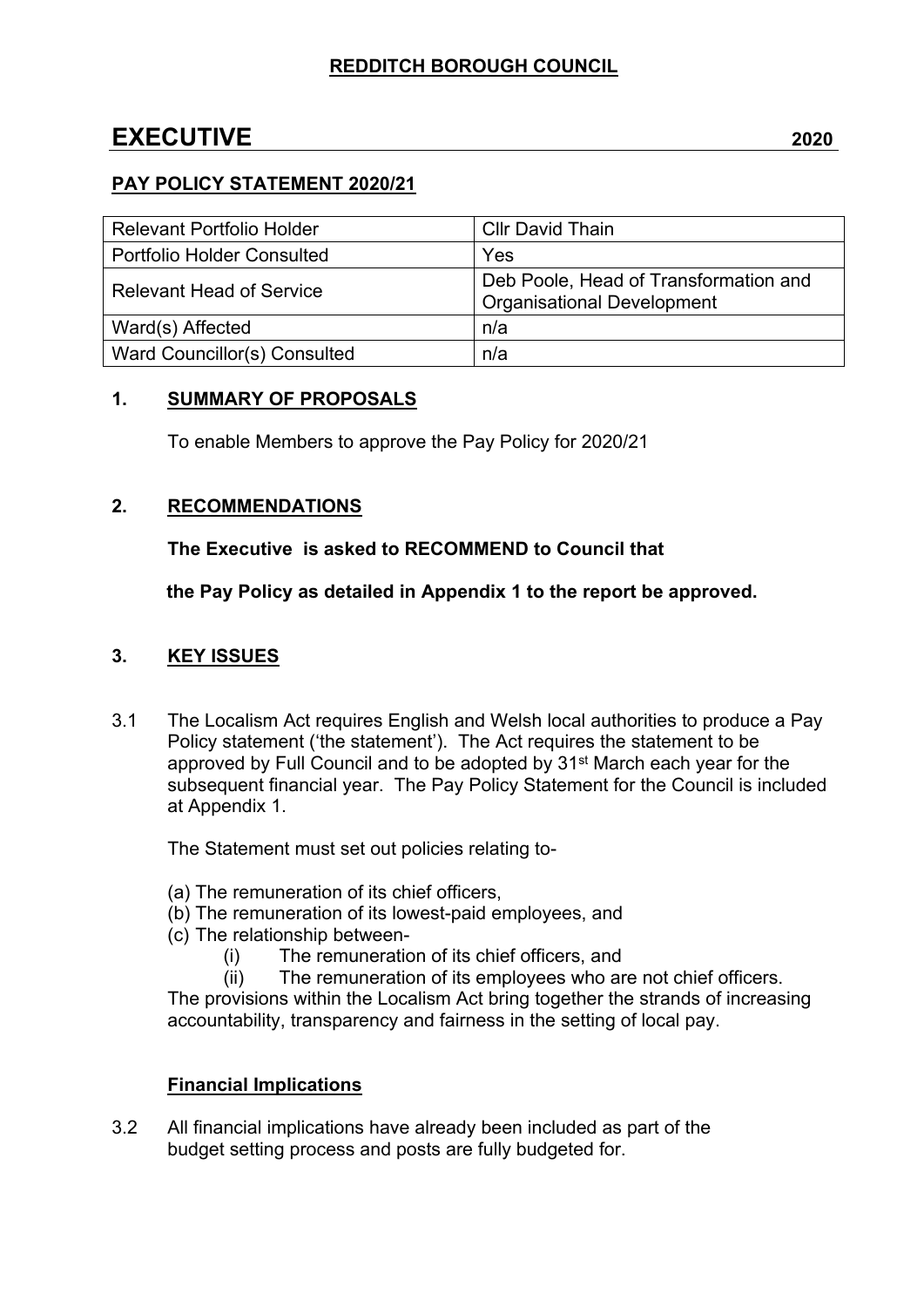**REDDITCH BOROUGH COUNCIL**

# EXECUTIVE 2020

**PAY POLICY STATEMENT 2020/21**

| Relevant Portfolio Holder | Cllr David Thain |
|---|---|
| Portfolio Holder Consulted | Yes |
| Relevant Head of Service | Deb Poole, Head of Transformation and Organisational Development |
| Ward(s) Affected | n/a |
| Ward Councillor(s) Consulted | n/a |

## 1. SUMMARY OF PROPOSALS

To enable Members to approve the Pay Policy for 2020/21

## 2. RECOMMENDATIONS

**The Executive is asked to RECOMMEND to Council that**

**the Pay Policy as detailed in Appendix 1 to the report be approved.**

## 3. KEY ISSUES

3.1 The Localism Act requires English and Welsh local authorities to produce a Pay Policy statement ('the statement'). The Act requires the statement to be approved by Full Council and to be adopted by 31st March each year for the subsequent financial year. The Pay Policy Statement for the Council is included at Appendix 1.

The Statement must set out policies relating to-

(a) The remuneration of its chief officers,
(b) The remuneration of its lowest-paid employees, and
(c) The relationship between-
  (i) The remuneration of its chief officers, and
  (ii) The remuneration of its employees who are not chief officers.

The provisions within the Localism Act bring together the strands of increasing accountability, transparency and fairness in the setting of local pay.

### Financial Implications

3.2 All financial implications have already been included as part of the budget setting process and posts are fully budgeted for.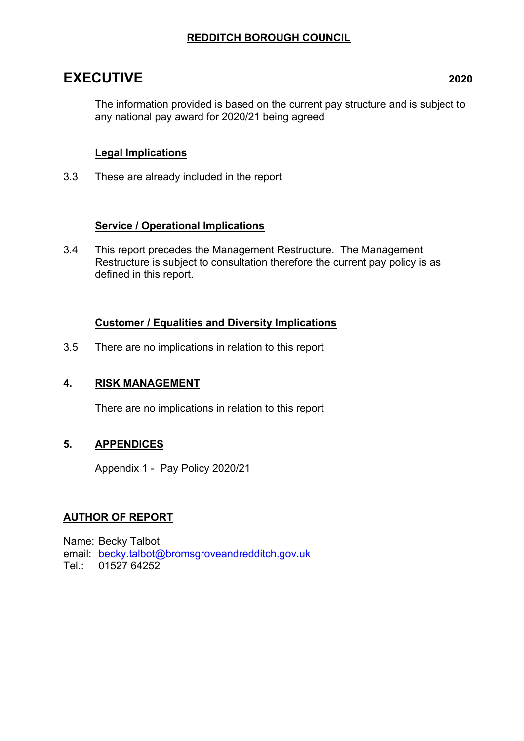The information provided is based on the current pay structure and is subject to any national pay award for 2020/21 being agreed

**Legal Implications**

3.3 These are already included in the report

**Service / Operational Implications**

3.4 This report precedes the Management Restructure. The Management Restructure is subject to consultation therefore the current pay policy is as defined in this report.

**Customer / Equalities and Diversity Implications**

3.5 There are no implications in relation to this report

## 4. RISK MANAGEMENT

There are no implications in relation to this report

## 5. APPENDICES

Appendix 1 - Pay Policy 2020/21

## AUTHOR OF REPORT

Name: Becky Talbot
email: becky.talbot@bromsgroveandredditch.gov.uk
Tel.: 01527 64252